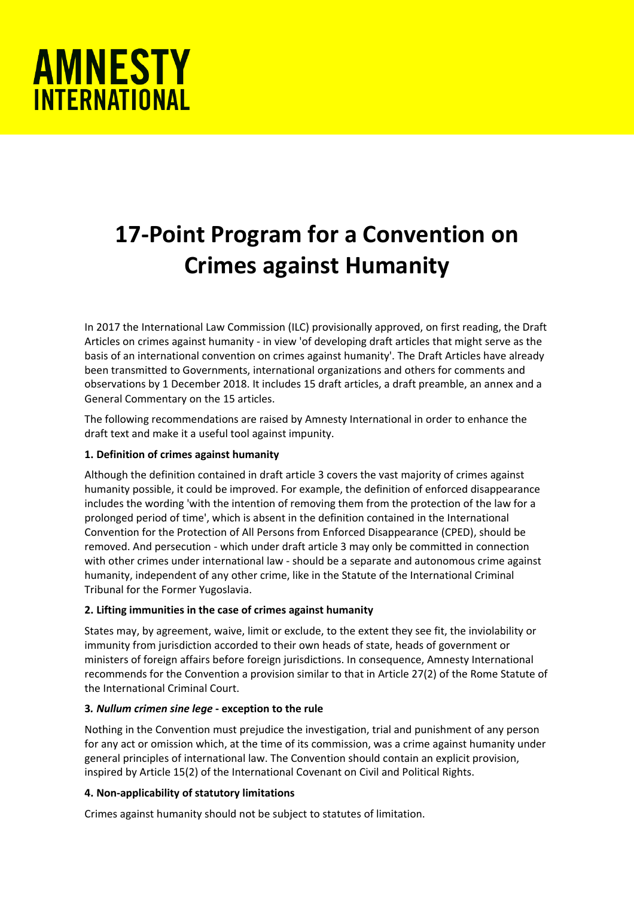AMNESTY INTERNATIONAL

# 17-Point Program for a Convention on Crimes against Humanity

In 2017 the International Law Commission (ILC) provisionally approved, on first reading, the Draft Articles on crimes against humanity - in view 'of developing draft articles that might serve as the basis of an international convention on crimes against humanity'. The Draft Articles have already been transmitted to Governments, international organizations and others for comments and observations by 1 December 2018. It includes 15 draft articles, a draft preamble, an annex and a General Commentary on the 15 articles.

The following recommendations are raised by Amnesty International in order to enhance the draft text and make it a useful tool against impunity.

**1. Definition of crimes against humanity**

Although the definition contained in draft article 3 covers the vast majority of crimes against humanity possible, it could be improved. For example, the definition of enforced disappearance includes the wording 'with the intention of removing them from the protection of the law for a prolonged period of time', which is absent in the definition contained in the International Convention for the Protection of All Persons from Enforced Disappearance (CPED), should be removed. And persecution - which under draft article 3 may only be committed in connection with other crimes under international law - should be a separate and autonomous crime against humanity, independent of any other crime, like in the Statute of the International Criminal Tribunal for the Former Yugoslavia.

**2. Lifting immunities in the case of crimes against humanity**

States may, by agreement, waive, limit or exclude, to the extent they see fit, the inviolability or immunity from jurisdiction accorded to their own heads of state, heads of government or ministers of foreign affairs before foreign jurisdictions. In consequence, Amnesty International recommends for the Convention a provision similar to that in Article 27(2) of the Rome Statute of the International Criminal Court.

**3. *Nullum crimen sine lege* - exception to the rule**

Nothing in the Convention must prejudice the investigation, trial and punishment of any person for any act or omission which, at the time of its commission, was a crime against humanity under general principles of international law. The Convention should contain an explicit provision, inspired by Article 15(2) of the International Covenant on Civil and Political Rights.

**4. Non-applicability of statutory limitations**

Crimes against humanity should not be subject to statutes of limitation.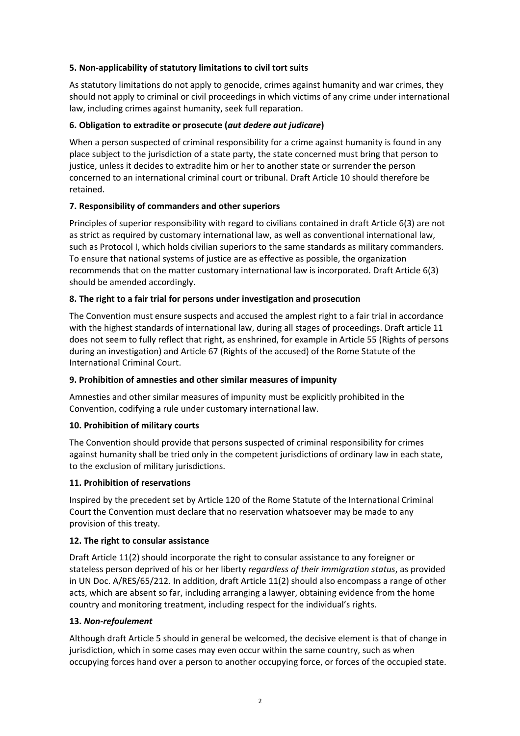### 5. Non-applicability of statutory limitations to civil tort suits

As statutory limitations do not apply to genocide, crimes against humanity and war crimes, they should not apply to criminal or civil proceedings in which victims of any crime under international law, including crimes against humanity, seek full reparation.

### 6. Obligation to extradite or prosecute (*aut dedere aut judicare*)

When a person suspected of criminal responsibility for a crime against humanity is found in any place subject to the jurisdiction of a state party, the state concerned must bring that person to justice, unless it decides to extradite him or her to another state or surrender the person concerned to an international criminal court or tribunal. Draft Article 10 should therefore be retained.

### 7. Responsibility of commanders and other superiors

Principles of superior responsibility with regard to civilians contained in draft Article 6(3) are not as strict as required by customary international law, as well as conventional international law, such as Protocol I, which holds civilian superiors to the same standards as military commanders. To ensure that national systems of justice are as effective as possible, the organization recommends that on the matter customary international law is incorporated. Draft Article 6(3) should be amended accordingly.

### 8. The right to a fair trial for persons under investigation and prosecution

The Convention must ensure suspects and accused the amplest right to a fair trial in accordance with the highest standards of international law, during all stages of proceedings. Draft article 11 does not seem to fully reflect that right, as enshrined, for example in Article 55 (Rights of persons during an investigation) and Article 67 (Rights of the accused) of the Rome Statute of the International Criminal Court.

### 9. Prohibition of amnesties and other similar measures of impunity

Amnesties and other similar measures of impunity must be explicitly prohibited in the Convention, codifying a rule under customary international law.

### 10. Prohibition of military courts

The Convention should provide that persons suspected of criminal responsibility for crimes against humanity shall be tried only in the competent jurisdictions of ordinary law in each state, to the exclusion of military jurisdictions.

### 11. Prohibition of reservations

Inspired by the precedent set by Article 120 of the Rome Statute of the International Criminal Court the Convention must declare that no reservation whatsoever may be made to any provision of this treaty.

### 12. The right to consular assistance

Draft Article 11(2) should incorporate the right to consular assistance to any foreigner or stateless person deprived of his or her liberty *regardless of their immigration status*, as provided in UN Doc. A/RES/65/212. In addition, draft Article 11(2) should also encompass a range of other acts, which are absent so far, including arranging a lawyer, obtaining evidence from the home country and monitoring treatment, including respect for the individual's rights.

### 13. *Non-refoulement*

Although draft Article 5 should in general be welcomed, the decisive element is that of change in jurisdiction, which in some cases may even occur within the same country, such as when occupying forces hand over a person to another occupying force, or forces of the occupied state.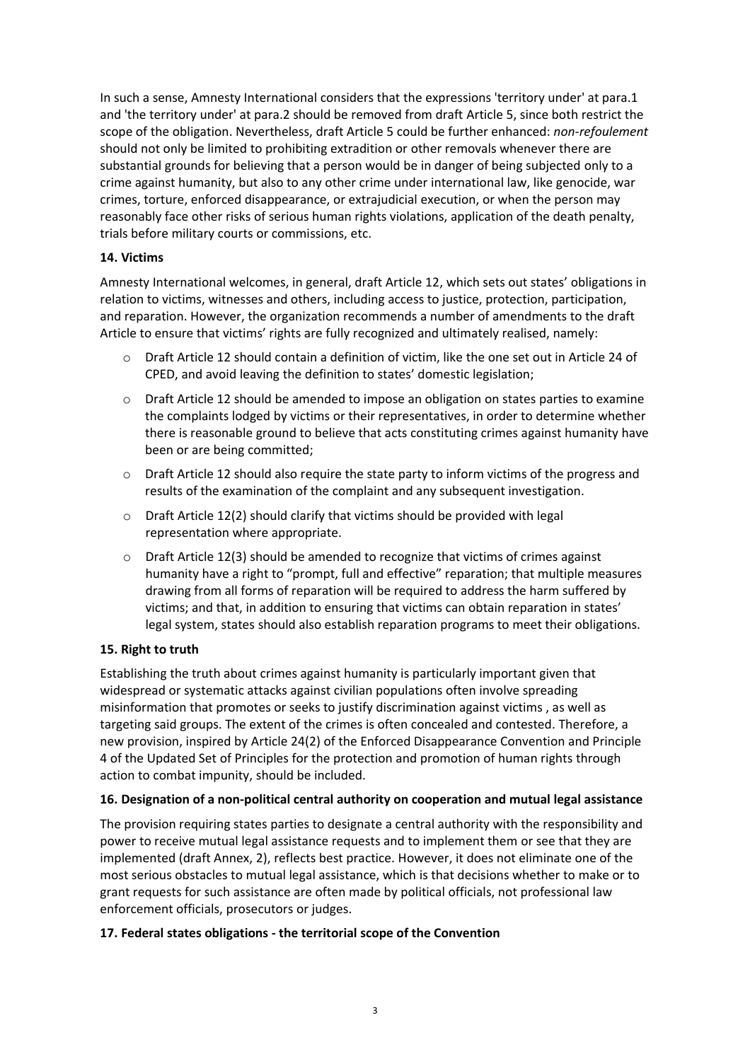In such a sense, Amnesty International considers that the expressions 'territory under' at para.1 and 'the territory under' at para.2 should be removed from draft Article 5, since both restrict the scope of the obligation. Nevertheless, draft Article 5 could be further enhanced: *non-refoulement* should not only be limited to prohibiting extradition or other removals whenever there are substantial grounds for believing that a person would be in danger of being subjected only to a crime against humanity, but also to any other crime under international law, like genocide, war crimes, torture, enforced disappearance, or extrajudicial execution, or when the person may reasonably face other risks of serious human rights violations, application of the death penalty, trials before military courts or commissions, etc.

### 14. Victims

Amnesty International welcomes, in general, draft Article 12, which sets out states' obligations in relation to victims, witnesses and others, including access to justice, protection, participation, and reparation. However, the organization recommends a number of amendments to the draft Article to ensure that victims' rights are fully recognized and ultimately realised, namely:

- Draft Article 12 should contain a definition of victim, like the one set out in Article 24 of CPED, and avoid leaving the definition to states' domestic legislation;
- Draft Article 12 should be amended to impose an obligation on states parties to examine the complaints lodged by victims or their representatives, in order to determine whether there is reasonable ground to believe that acts constituting crimes against humanity have been or are being committed;
- Draft Article 12 should also require the state party to inform victims of the progress and results of the examination of the complaint and any subsequent investigation.
- Draft Article 12(2) should clarify that victims should be provided with legal representation where appropriate.
- Draft Article 12(3) should be amended to recognize that victims of crimes against humanity have a right to "prompt, full and effective" reparation; that multiple measures drawing from all forms of reparation will be required to address the harm suffered by victims; and that, in addition to ensuring that victims can obtain reparation in states' legal system, states should also establish reparation programs to meet their obligations.

### 15. Right to truth

Establishing the truth about crimes against humanity is particularly important given that widespread or systematic attacks against civilian populations often involve spreading misinformation that promotes or seeks to justify discrimination against victims , as well as targeting said groups. The extent of the crimes is often concealed and contested. Therefore, a new provision, inspired by Article 24(2) of the Enforced Disappearance Convention and Principle 4 of the Updated Set of Principles for the protection and promotion of human rights through action to combat impunity, should be included.

### 16. Designation of a non-political central authority on cooperation and mutual legal assistance

The provision requiring states parties to designate a central authority with the responsibility and power to receive mutual legal assistance requests and to implement them or see that they are implemented (draft Annex, 2), reflects best practice. However, it does not eliminate one of the most serious obstacles to mutual legal assistance, which is that decisions whether to make or to grant requests for such assistance are often made by political officials, not professional law enforcement officials, prosecutors or judges.

### 17. Federal states obligations - the territorial scope of the Convention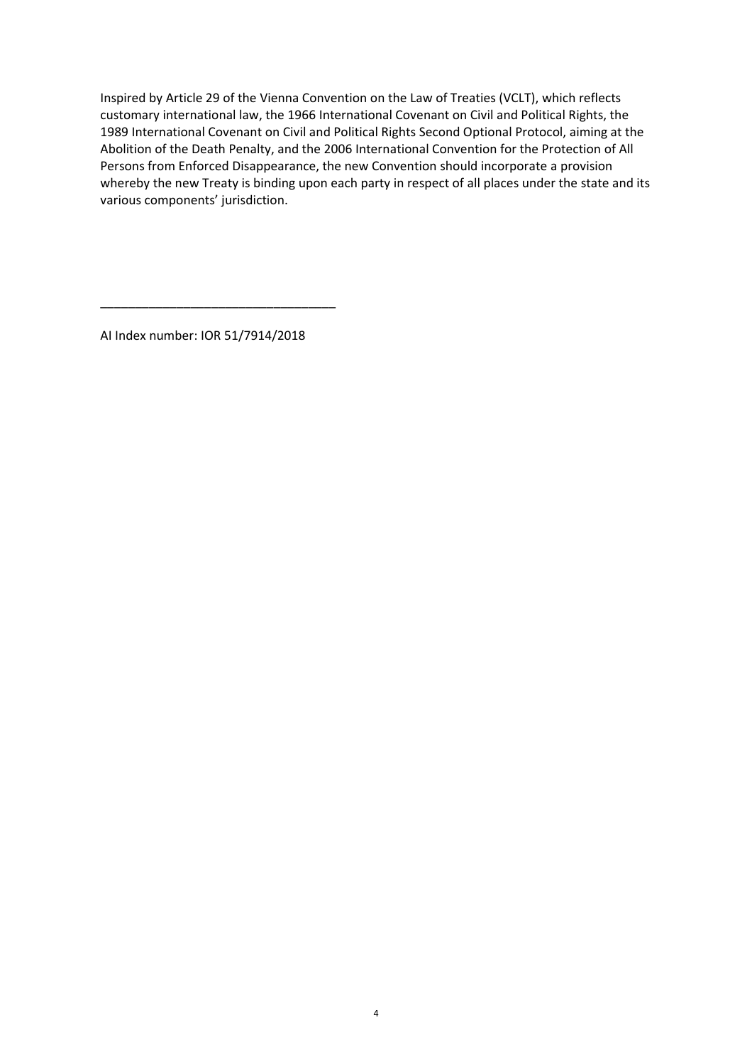Inspired by Article 29 of the Vienna Convention on the Law of Treaties (VCLT), which reflects customary international law, the 1966 International Covenant on Civil and Political Rights, the 1989 International Covenant on Civil and Political Rights Second Optional Protocol, aiming at the Abolition of the Death Penalty, and the 2006 International Convention for the Protection of All Persons from Enforced Disappearance, the new Convention should incorporate a provision whereby the new Treaty is binding upon each party in respect of all places under the state and its various components' jurisdiction.

---

AI Index number: IOR 51/7914/2018